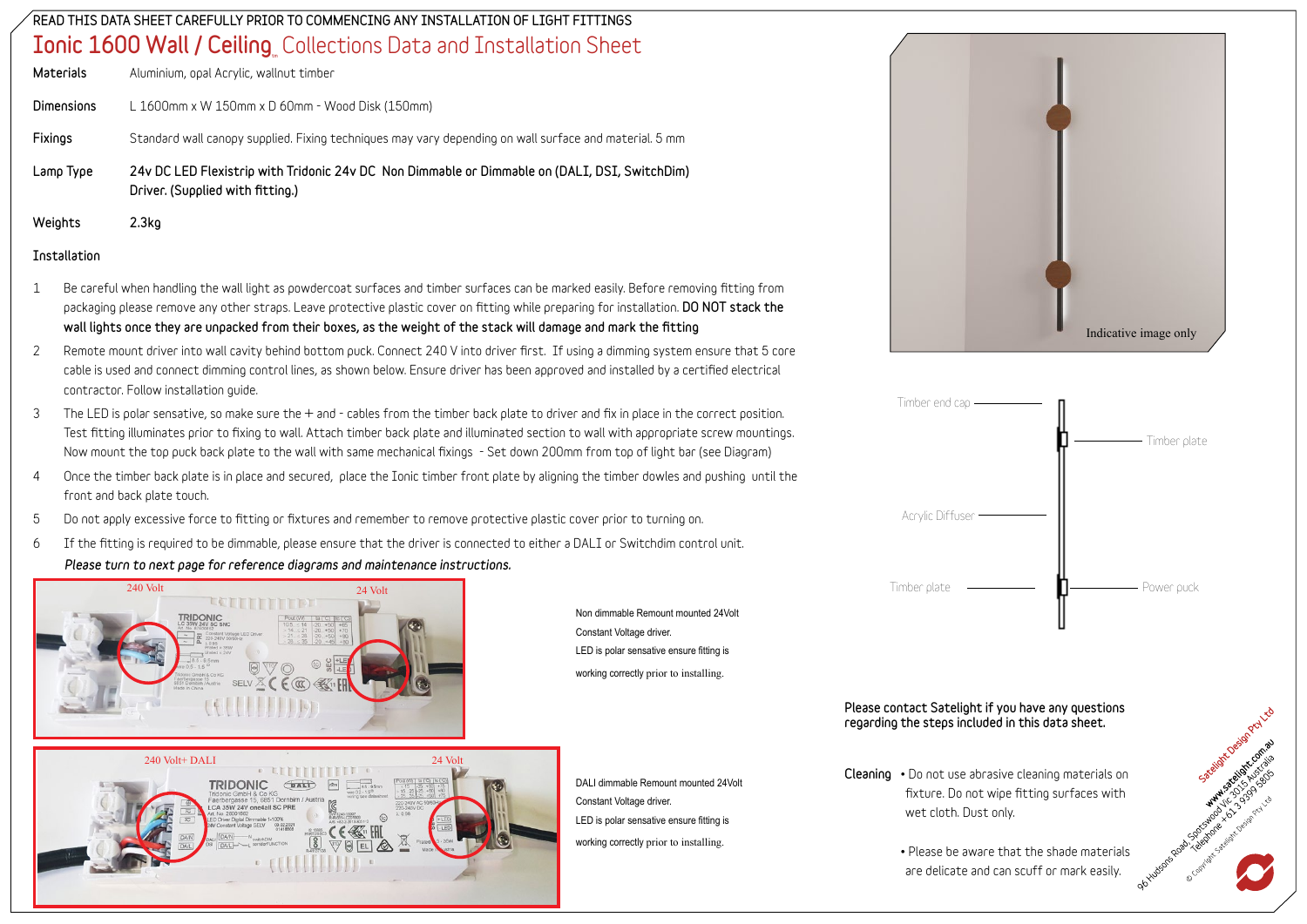READ THIS DATA SHEET CAREFULLY PRIOR TO COMMENCING ANY INSTALLATION OF LIGHT FITTINGS

# Ionic 1600 Wall / Ceiling Collections Data and Installation Sheet

**Materials** Aluminium, opal Acrylic, wallnut timber

**Dimensions** L 1600mm x W 150mm x D 60mm - Wood Disk (150mm)

**Fixings** Standard wall canopy supplied. Fixing techniques may vary depending on wall surface and material. 5 mm

**Lamp Type** 24v DC LED Flexistrip with Tridonic 24v DC Non Dimmable or Dimmable on (DALI, DSI, SwitchDim) Driver. (Supplied with fitting.)

**Weights** 2.3kg

## Installation

1. Be careful when handling the wall light as powdercoat surfaces and timber surfaces can be marked easily. Before removing fitting from packaging please remove any other straps. Leave protective plastic cover on fitting while preparing for installation. **DO NOT stack the wall lights once they are unpacked from their boxes, as the weight of the stack will damage and mark the fitting**
2. Remote mount driver into wall cavity behind bottom puck. Connect 240 V into driver first. If using a dimming system ensure that 5 core cable is used and connect dimming control lines, as shown below. Ensure driver has been approved and installed by a certified electrical contractor. Follow installation guide.
3. The LED is polar sensative, so make sure the + and - cables from the timber back plate to driver and fix in place in the correct position. Test fitting illuminates prior to fixing to wall. Attach timber back plate and illuminated section to wall with appropriate screw mountings. Now mount the top puck back plate to the wall with same mechanical fixings - Set down 200mm from top of light bar (see Diagram)
4. Once the timber back plate is in place and secured, place the Ionic timber front plate by aligning the timber dowles and pushing until the front and back plate touch.
5. Do not apply excessive force to fitting or fixtures and remember to remove protective plastic cover prior to turning on.
6. If the fitting is required to be dimmable, please ensure that the driver is connected to either a DALI or Switchdim control unit.

*Please turn to next page for reference diagrams and maintenance instructions.*

Indicative image only

Timber end cap | Timber plate | Acrylic Diffuser | Timber plate | Power puck

240 Volt | 24 Volt

Non dimmable Remount mounted 24Volt Constant Voltage driver. LED is polar sensative ensure fitting is working correctly prior to installing.

240 Volt+ DALI | 24 Volt

DALI dimmable Remount mounted 24Volt Constant Voltage driver. LED is polar sensative ensure fitting is working correctly prior to installing.

Please contact Satelight if you have any questions regarding the steps included in this data sheet.

**Cleaning**

- Do not use abrasive cleaning materials on fixture. Do not wipe fitting surfaces with wet cloth. Dust only.
- Please be aware that the shade materials are delicate and can scuff or mark easily.

Satelight Design Pty Ltd
www.satelight.com.au
96 Hudsons Road, Spotswood Vic 3015 Australia
Telephone +61 3 9399 5805
© Copyright Satelight Design Pty Ltd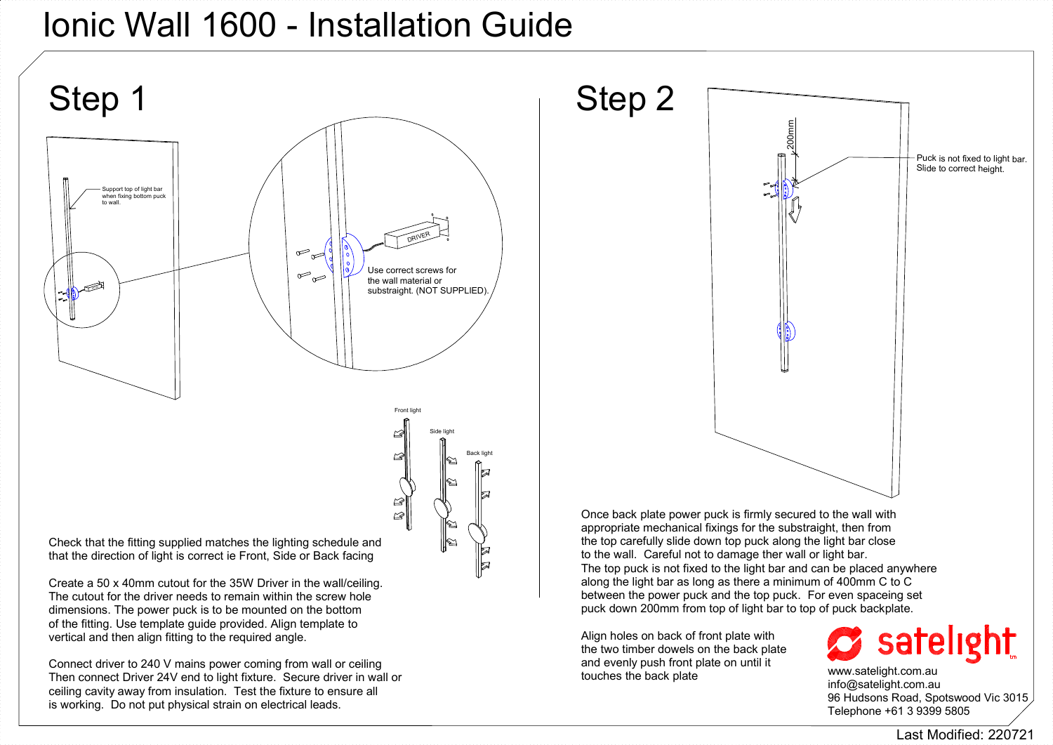# Ionic Wall 1600 - Installation Guide

## Step 1

Support top of light bar when fixing bottom puck to wall.

DRIVER

Use correct screws for the wall material or substraight. (NOT SUPPLIED).

Front light

Side light

Back light

Check that the fitting supplied matches the lighting schedule and that the direction of light is correct ie Front, Side or Back facing

Create a 50 x 40mm cutout for the 35W Driver in the wall/ceiling. The cutout for the driver needs to remain within the screw hole dimensions. The power puck is to be mounted on the bottom of the fitting. Use template guide provided. Align template to vertical and then align fitting to the required angle.

Connect driver to 240 V mains power coming from wall or ceiling Then connect Driver 24V end to light fixture. Secure driver in wall or ceiling cavity away from insulation. Test the fixture to ensure all is working. Do not put physical strain on electrical leads.

## Step 2

200mm

Puck is not fixed to light bar. Slide to correct height.

Once back plate power puck is firmly secured to the wall with appropriate mechanical fixings for the substraight, then from the top carefully slide down top puck along the light bar close to the wall. Careful not to damage ther wall or light bar. The top puck is not fixed to the light bar and can be placed anywhere along the light bar as long as there a minimum of 400mm C to C between the power puck and the top puck. For even spaceing set puck down 200mm from top of light bar to top of puck backplate.

Align holes on back of front plate with the two timber dowels on the back plate and evenly push front plate on until it touches the back plate

satelight

www.satelight.com.au
info@satelight.com.au
96 Hudsons Road, Spotswood Vic 3015
Telephone +61 3 9399 5805

Last Modified: 220721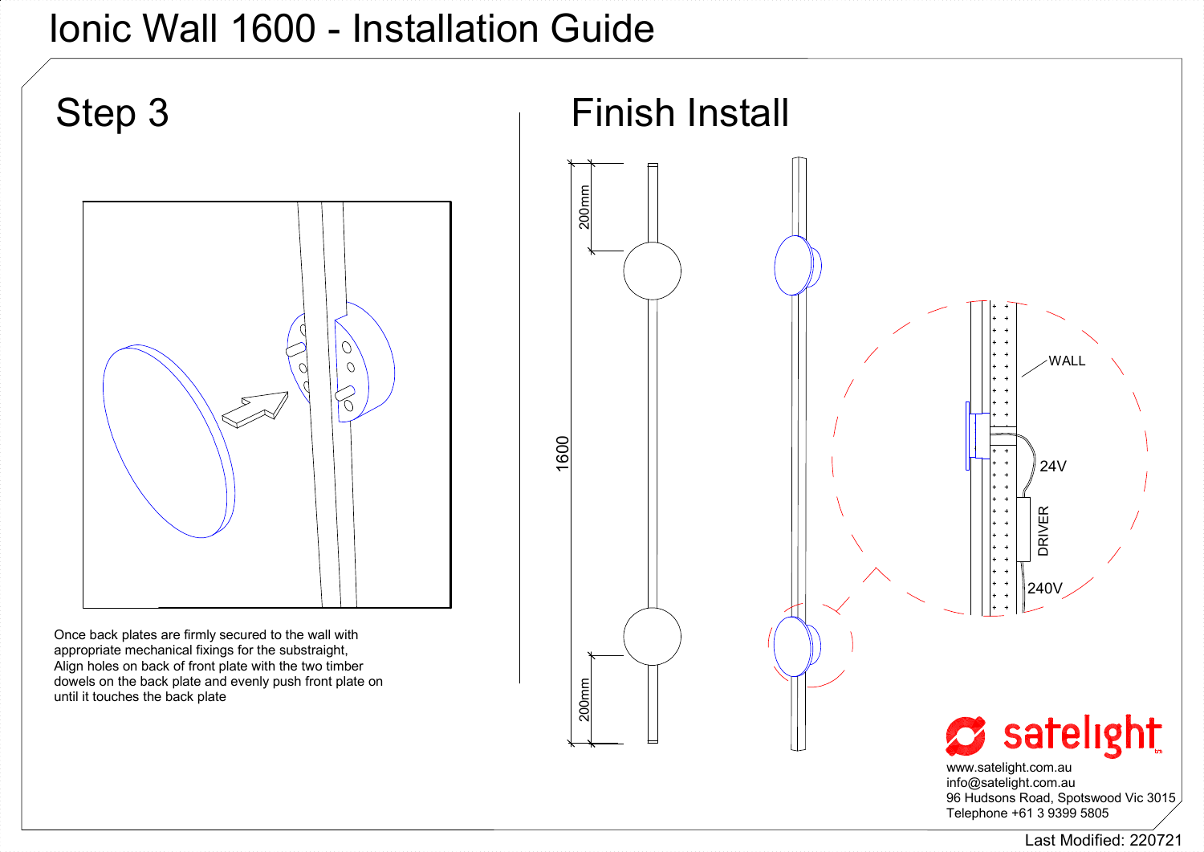# Ionic Wall 1600 - Installation Guide

## Step 3

Once back plates are firmly secured to the wall with appropriate mechanical fixings for the substraight, Align holes on back of front plate with the two timber dowels on the back plate and evenly push front plate on until it touches the back plate

## Finish Install

200mm

1600

200mm

WALL

24V

DRIVER

240V

satelight

www.satelight.com.au
info@satelight.com.au
96 Hudsons Road, Spotswood Vic 3015
Telephone +61 3 9399 5805

Last Modified: 220721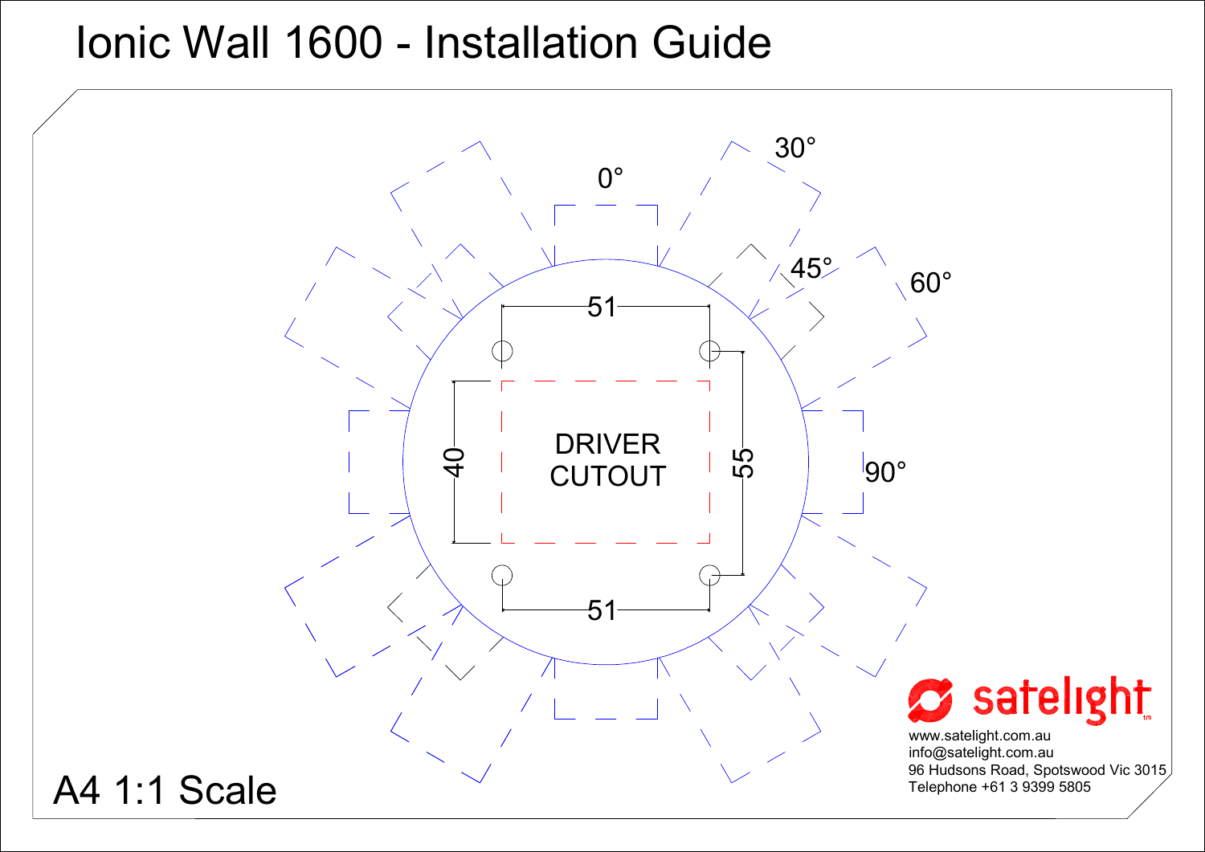# Ionic Wall 1600 - Installation Guide

0°

30°

45°

60°

90°

51

40

DRIVER CUTOUT

55

51

A4 1:1 Scale

satelight

www.satelight.com.au
info@satelight.com.au
96 Hudsons Road, Spotswood Vic 3015
Telephone +61 3 9399 5805